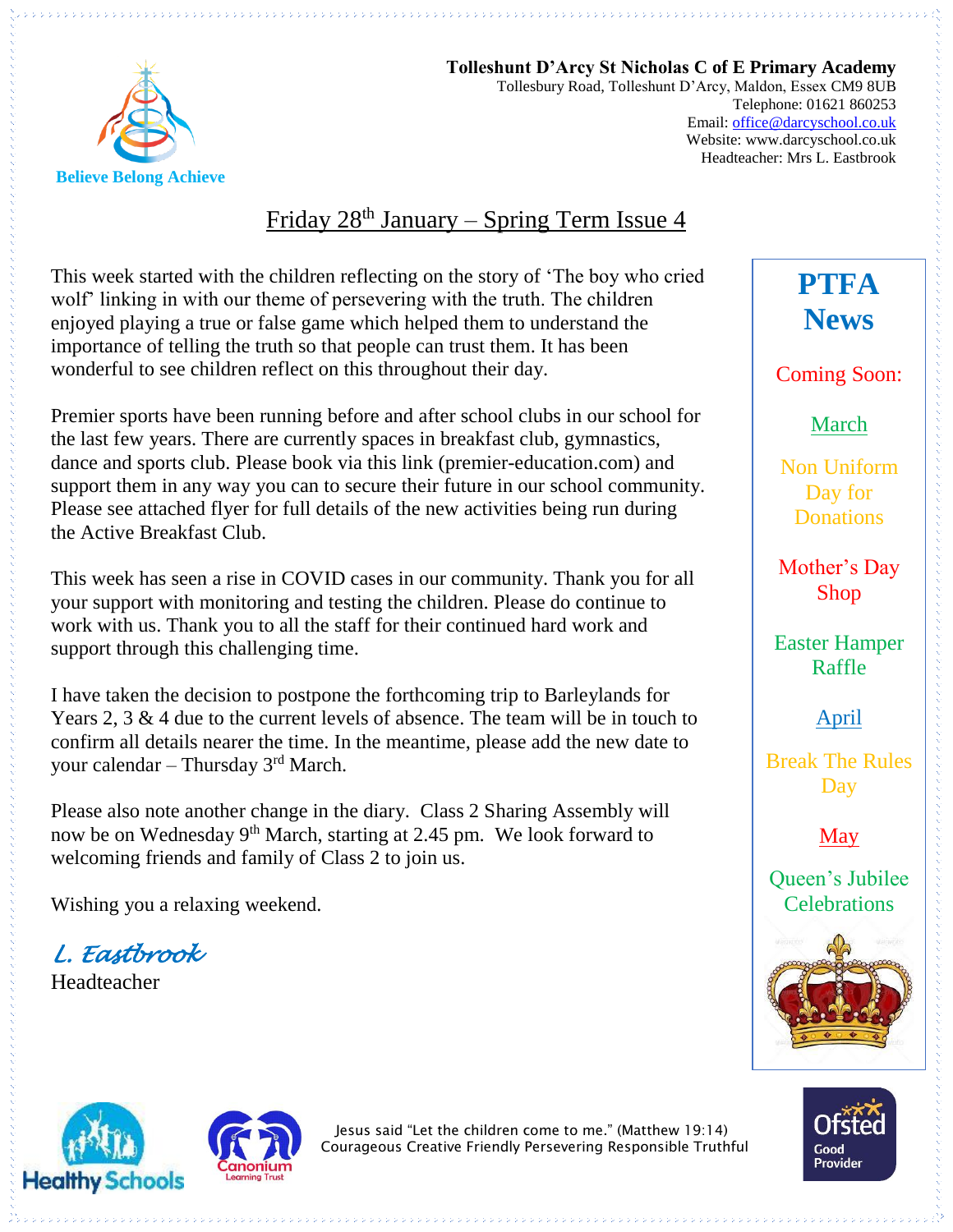**Tolleshunt D'Arcy St Nicholas C of E Primary Academy**
Tollesbury Road, Tolleshunt D'Arcy, Maldon, Essex CM9 8UB
Telephone: 01621 860253
Email: office@darcyschool.co.uk
Website: www.darcyschool.co.uk
Headteacher: Mrs L. Eastbrook

Believe Belong Achieve

## Friday 28th January – Spring Term Issue 4

This week started with the children reflecting on the story of 'The boy who cried wolf' linking in with our theme of persevering with the truth. The children enjoyed playing a true or false game which helped them to understand the importance of telling the truth so that people can trust them. It has been wonderful to see children reflect on this throughout their day.

Premier sports have been running before and after school clubs in our school for the last few years. There are currently spaces in breakfast club, gymnastics, dance and sports club. Please book via this link (premier-education.com) and support them in any way you can to secure their future in our school community. Please see attached flyer for full details of the new activities being run during the Active Breakfast Club.

This week has seen a rise in COVID cases in our community. Thank you for all your support with monitoring and testing the children. Please do continue to work with us. Thank you to all the staff for their continued hard work and support through this challenging time.

I have taken the decision to postpone the forthcoming trip to Barleylands for Years 2, 3 & 4 due to the current levels of absence. The team will be in touch to confirm all details nearer the time. In the meantime, please add the new date to your calendar – Thursday 3rd March.

Please also note another change in the diary. Class 2 Sharing Assembly will now be on Wednesday 9th March, starting at 2.45 pm. We look forward to welcoming friends and family of Class 2 to join us.

Wishing you a relaxing weekend.

*L. Eastbrook*
Headteacher

## PTFA News

Coming Soon:

March

Non Uniform Day for Donations

Mother's Day Shop

Easter Hamper Raffle

April

Break The Rules Day

May

Queen's Jubilee Celebrations

Jesus said "Let the children come to me." (Matthew 19:14)
Courageous Creative Friendly Persevering Responsible Truthful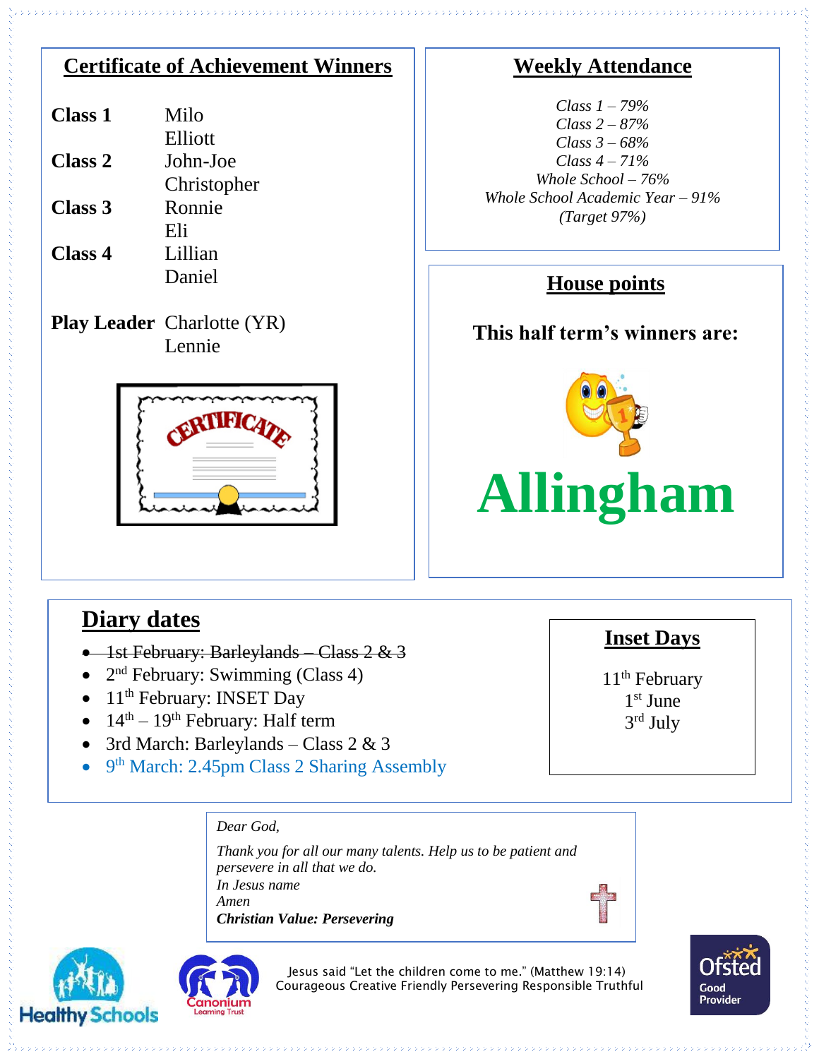## Certificate of Achievement Winners

| | |
|---|---|
| **Class 1** | Milo |
| | Elliott |
| **Class 2** | John-Joe |
| | Christopher |
| **Class 3** | Ronnie |
| | Eli |
| **Class 4** | Lillian |
| | Daniel |
| **Play Leader** | Charlotte (YR) |
| | Lennie |

## Weekly Attendance

*Class 1 – 79%*
*Class 2 – 87%*
*Class 3 – 68%*
*Class 4 – 71%*
*Whole School – 76%*
*Whole School Academic Year – 91%*
*(Target 97%)*

## House points

**This half term's winners are:**

# Allingham

## Diary dates

- ~~1st February: Barleylands – Class 2 & 3~~
- 2nd February: Swimming (Class 4)
- 11th February: INSET Day
- 14th – 19th February: Half term
- 3rd March: Barleylands – Class 2 & 3
- 9th March: 2.45pm Class 2 Sharing Assembly

## Inset Days

11th February
1st June
3rd July

*Dear God,*

*Thank you for all our many talents. Help us to be patient and persevere in all that we do.*
*In Jesus name*
*Amen*
***Christian Value: Persevering***

Jesus said "Let the children come to me." (Matthew 19:14)
Courageous Creative Friendly Persevering Responsible Truthful

Healthy Schools

Canonium Learning Trust

Ofsted Good Provider